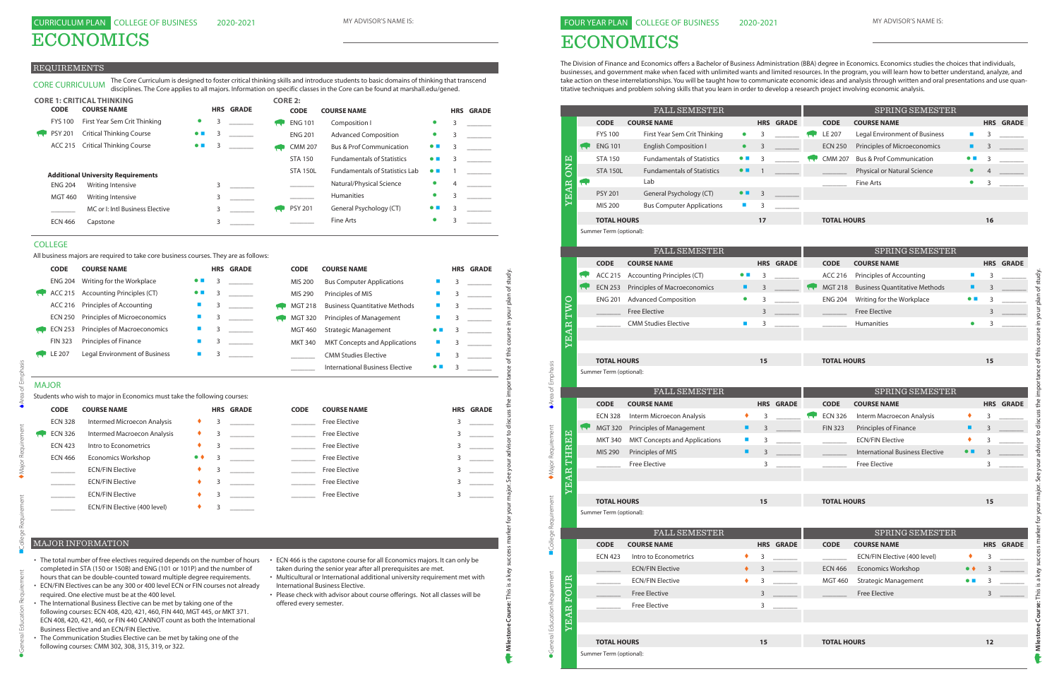CURRICULUM PLAN COLLEGE OF BUSINESS 2020-2021

# ECONOMICS

MY ADVISOR'S NAME IS:

## REQUIREMENTS

### CORE CURRICULUM

The Core Curriculum is designed to foster critical thinking skills and introduce students to basic domains of thinking that transcend disciplines. The Core applies to all majors. Information on specific classes in the Core can be found at marshall.edu/gened.

**CORE 1: CRITICAL THINKING**

| CODE | COURSE NAME | | HRS | GRADE |
|---|---|---|---|---|
| FYS 100 | First Year Sem Crit Thinking | ● | 3 | |
| PSY 201 | Critical Thinking Course | ● ■ | 3 | |
| ACC 215 | Critical Thinking Course | ● ■ | 3 | |

**Additional University Requirements**

| CODE | COURSE NAME | HRS | GRADE |
|---|---|---|---|
| ENG 204 | Writing Intensive | 3 | |
| MGT 460 | Writing Intensive | 3 | |
| | MC or I: Intl Business Elective | 3 | |
| ECN 466 | Capstone | 3 | |

**CORE 2:**

| CODE | COURSE NAME | | HRS | GRADE |
|---|---|---|---|---|
| ENG 101 | Composition I | ● | 3 | |
| ENG 201 | Advanced Composition | ● | 3 | |
| CMM 207 | Bus & Prof Communication | ● ■ | 3 | |
| STA 150 | Fundamentals of Statistics | ● ■ | 3 | |
| STA 150L | Fundamentals of Statistics Lab | ● ■ | 1 | |
| | Natural/Physical Science | ● | 4 | |
| | Humanities | ● | 3 | |
| PSY 201 | General Psychology (CT) | ● ■ | 3 | |
| | Fine Arts | ● | 3 | |

### COLLEGE

All business majors are required to take core business courses. They are as follows:

| CODE | COURSE NAME | | HRS | GRADE |
|---|---|---|---|---|
| ENG 204 | Writing for the Workplace | ● ■ | 3 | |
| ACC 215 | Accounting Principles (CT) | ● ■ | 3 | |
| ACC 216 | Principles of Accounting | ■ | 3 | |
| ECN 250 | Principles of Microeconomics | ■ | 3 | |
| ECN 253 | Principles of Macroeconomics | ■ | 3 | |
| FIN 323 | Principles of Finance | ■ | 3 | |
| LE 207 | Legal Environment of Business | ■ | 3 | |
| MIS 200 | Bus Computer Applications | ■ | 3 | |
| MIS 290 | Principles of MIS | ■ | 3 | |
| MGT 218 | Business Quantitative Methods | ■ | 3 | |
| MGT 320 | Principles of Management | ■ | 3 | |
| MGT 460 | Strategic Management | ● ■ | 3 | |
| MKT 340 | MKT Concepts and Applications | ■ | 3 | |
| | CMM Studies Elective | ■ | 3 | |
| | International Business Elective | ● ■ | 3 | |

### MAJOR

Students who wish to major in Economics must take the following courses:

| CODE | COURSE NAME | | HRS | GRADE |
|---|---|---|---|---|
| ECN 328 | Intermed Microecon Analysis | ♦ | 3 | |
| ECN 326 | Intermed Macroecon Analysis | ♦ | 3 | |
| ECN 423 | Intro to Econometrics | ♦ | 3 | |
| ECN 466 | Economics Workshop | ● ♦ | 3 | |
| | ECN/FIN Elective | ♦ | 3 | |
| | ECN/FIN Elective | ♦ | 3 | |
| | ECN/FIN Elective | ♦ | 3 | |
| | ECN/FIN Elective (400 level) | ♦ | 3 | |
| | Free Elective | | 3 | |
| | Free Elective | | 3 | |
| | Free Elective | | 3 | |
| | Free Elective | | 3 | |
| | Free Elective | | 3 | |
| | Free Elective | | 3 | |
| | Free Elective | | 3 | |

## MAJOR INFORMATION

- The total number of free electives required depends on the number of hours completed in STA (150 or 150B) and ENG (101 or 101P) and the number of hours that can be double-counted toward multiple degree requirements.
- ECN/FIN Electives can be any 300 or 400 level ECN or FIN courses not already required. One elective must be at the 400 level.
- The International Business Elective can be met by taking one of the following courses: ECN 408, 420, 421, 460, FIN 440, MGT 445, or MKT 371. ECN 408, 420, 421, 460, or FIN 440 CANNOT count as both the International Business Elective and an ECN/FIN Elective.
- The Communication Studies Elective can be met by taking one of the following courses: CMM 302, 308, 315, 319, or 322.
- ECN 466 is the capstone course for all Economics majors. It can only be taken during the senior year after all prerequisites are met.
- Multicultural or International additional university requirement met with International Business Elective.
- Please check with advisor about course offerings. Not all classes will be offered every semester.

● General Education Requirement ■ College Requirement ♦ Major Requirement ♦ Area of Emphasis

**Milestone Course:** This is a key success marker for your major. See your advisor to discuss the importance of this course in your plan of study.

---

FOUR YEAR PLAN COLLEGE OF BUSINESS 2020-2021

# ECONOMICS

MY ADVISOR'S NAME IS:

The Division of Finance and Economics offers a Bachelor of Business Administration (BBA) degree in Economics. Economics studies the choices that individuals, businesses, and government make when faced with unlimited wants and limited resources. In the program, you will learn how to better understand, analyze, and take action on these interrelationships. You will be taught how to communicate economic ideas and relationships through written and oral presentations and use quantitative techniques and problem solving skills that you learn in order to develop a research project involving economic analysis.

### YEAR ONE

| FALL SEMESTER | | | | | SPRING SEMESTER | | | | |
|---|---|---|---|---|---|---|---|---|---|
| CODE | COURSE NAME | | HRS | GRADE | CODE | COURSE NAME | | HRS | GRADE |
| FYS 100 | First Year Sem Crit Thinking | ● | 3 | | LE 207 | Legal Environment of Business | ■ | 3 | |
| ENG 101 | English Composition I | ● | 3 | | ECN 250 | Principles of Microeconomics | ■ | 3 | |
| STA 150 | Fundamentals of Statistics | ● ■ | 3 | | CMM 207 | Bus & Prof Communication | ● ■ | 3 | |
| STA 150L | Fundamentals of Statistics Lab | ● ■ | 1 | | | Physical or Natural Science | ● | 4 | |
| PSY 201 | General Psychology (CT) | ● ■ | 3 | | | Fine Arts | ● | 3 | |
| MIS 200 | Bus Computer Applications | ■ | 3 | | | | | | |
| TOTAL HOURS | | | 17 | | TOTAL HOURS | | | 16 | |

Summer Term (optional):

### YEAR TWO

| FALL SEMESTER | | | | | SPRING SEMESTER | | | | |
|---|---|---|---|---|---|---|---|---|---|
| CODE | COURSE NAME | | HRS | GRADE | CODE | COURSE NAME | | HRS | GRADE |
| ACC 215 | Accounting Principles (CT) | ● ■ | 3 | | ACC 216 | Principles of Accounting | ■ | 3 | |
| ECN 253 | Principles of Macroeconomics | ■ | 3 | | MGT 218 | Business Quantitative Methods | ■ | 3 | |
| ENG 201 | Advanced Composition | ● | 3 | | ENG 204 | Writing for the Workplace | ● ■ | 3 | |
| | Free Elective | | 3 | | | Free Elective | | 3 | |
| | CMM Studies Elective | ■ | 3 | | | Humanities | ● | 3 | |
| TOTAL HOURS | | | 15 | | TOTAL HOURS | | | 15 | |

Summer Term (optional):

### YEAR THREE

| FALL SEMESTER | | | | | SPRING SEMESTER | | | | |
|---|---|---|---|---|---|---|---|---|---|
| CODE | COURSE NAME | | HRS | GRADE | CODE | COURSE NAME | | HRS | GRADE |
| ECN 328 | Interm Microecon Analysis | ♦ | 3 | | ECN 326 | Interm Macroecon Analysis | ♦ | 3 | |
| MGT 320 | Principles of Management | ■ | 3 | | FIN 323 | Principles of Finance | ■ | 3 | |
| MKT 340 | MKT Concepts and Applications | ■ | 3 | | | ECN/FIN Elective | ♦ | 3 | |
| MIS 290 | Principles of MIS | ■ | 3 | | | International Business Elective | ● ■ | 3 | |
| | Free Elective | | 3 | | | Free Elective | | 3 | |
| TOTAL HOURS | | | 15 | | TOTAL HOURS | | | 15 | |

Summer Term (optional):

### YEAR FOUR

| FALL SEMESTER | | | | | SPRING SEMESTER | | | | |
|---|---|---|---|---|---|---|---|---|---|
| CODE | COURSE NAME | | HRS | GRADE | CODE | COURSE NAME | | HRS | GRADE |
| ECN 423 | Intro to Econometrics | ♦ | 3 | | | ECN/FIN Elective (400 level) | ♦ | 3 | |
| | ECN/FIN Elective | ♦ | 3 | | ECN 466 | Economics Workshop | ● ♦ | 3 | |
| | ECN/FIN Elective | ♦ | 3 | | MGT 460 | Strategic Management | ● ■ | 3 | |
| | Free Elective | | 3 | | | Free Elective | | 3 | |
| | Free Elective | | 3 | | | | | | |
| TOTAL HOURS | | | 15 | | TOTAL HOURS | | | 12 | |

Summer Term (optional):

● General Education Requirement ■ College Requirement ♦ Major Requirement ♦ Area of Emphasis

**Milestone Course:** This is a key success marker for your major. See your advisor to discuss the importance of this course in your plan of study.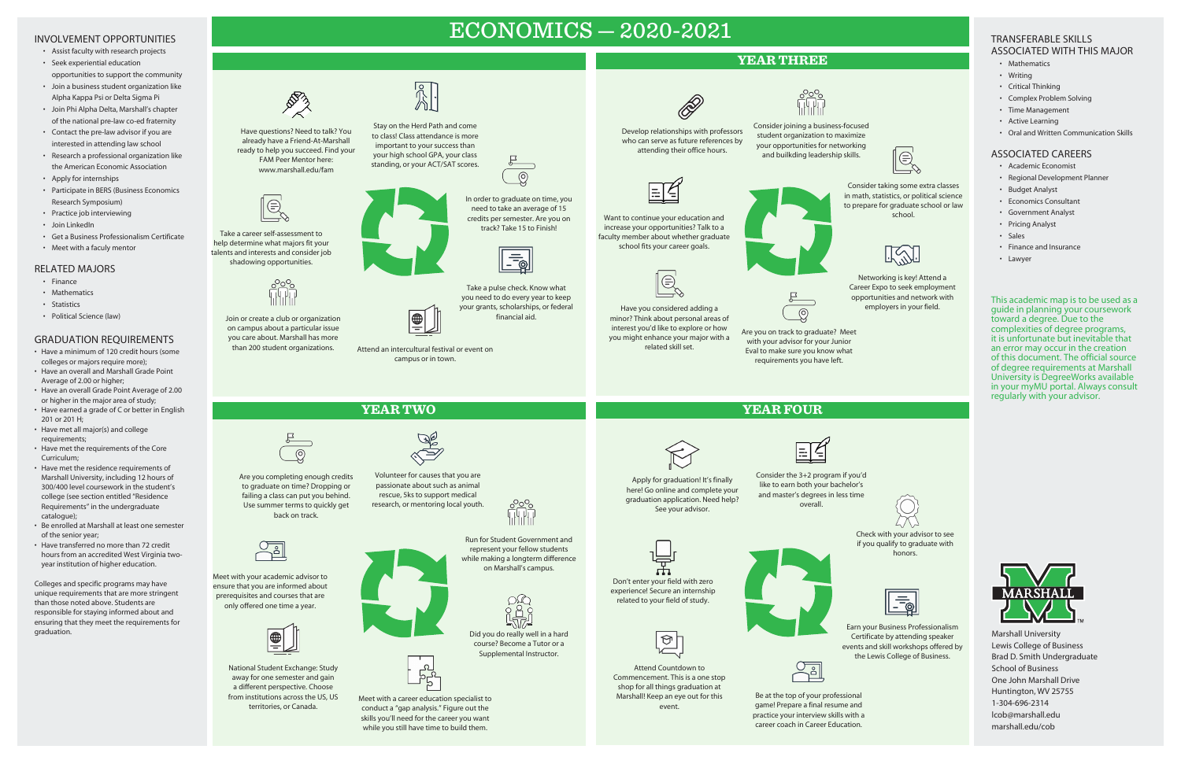# ECONOMICS — 2020-2021

## INVOLVEMENT OPPORTUNITIES

- Assist faculty with research projects
- Seek experiential education opportunities to support the community
- Join a business student organization like Alpha Kappa Psi or Delta Sigma Pi
- Join Phi Alpha Delta, Marshall's chapter of the national pre-law co-ed fraternity
- Contact the pre-law advisor if you are interested in attending law school
- Research a professional organization like the American Economic Association
- Apply for internships
- Participate in BERS (Business Economics Research Symposium)
- Practice job interviewing
- Join LinkedIn
- Get a Business Professionalism Certificate
- Meet with a faculy mentor

## RELATED MAJORS

- Finance
- Mathematics
- Statistics
- Political Science (law)

## GRADUATION REQUIREMENTS

- Have a minimum of 120 credit hours (some colleges or majors require more);
- Have an overall and Marshall Grade Point Average of 2.00 or higher;
- Have an overall Grade Point Average of 2.00 or higher in the major area of study;
- Have earned a grade of C or better in English 201 or 201 H;
- Have met all major(s) and college requirements;
- Have met the requirements of the Core Curriculum;
- Have met the residence requirements of Marshall University, including 12 hours of 300/400 level coursework in the student's college (see section entitled "Residence Requirements" in the undergraduate catalogue);
- Be enrolled at Marshall at least one semester of the senior year;
- Have transferred no more than 72 credit hours from an accredited West Virginia two-year institution of higher education.

Colleges and specific programs may have unique requirements that are more stringent than those noted above. Students are responsible for staying informed about and ensuring that they meet the requirements for graduation.

## YEAR ONE

Have questions? Need to talk? You already have a Friend-At-Marshall ready to help you succeed. Find your FAM Peer Mentor here: www.marshall.edu/fam

Stay on the Herd Path and come to class! Class attendance is more important to your success than your high school GPA, your class standing, or your ACT/SAT scores.

In order to graduate on time, you need to take an average of 15 credits per semester. Are you on track? Take 15 to Finish!

Take a career self-assessment to help determine what majors fit your talents and interests and consider job shadowing opportunities.

Take a pulse check. Know what you need to do every year to keep your grants, scholarships, or federal financial aid.

Join or create a club or organization on campus about a particular issue you care about. Marshall has more than 200 student organizations.

Attend an intercultural festival or event on campus or in town.

## YEAR TWO

Are you completing enough credits to graduate on time? Dropping or failing a class can put you behind. Use summer terms to quickly get back on track.

Volunteer for causes that you are passionate about such as animal rescue, 5ks to support medical research, or mentoring local youth.

Run for Student Government and represent your fellow students while making a longterm difference on Marshall's campus.

Meet with your academic advisor to ensure that you are informed about prerequisites and courses that are only offered one time a year.

Did you do really well in a hard course? Become a Tutor or a Supplemental Instructor.

National Student Exchange: Study away for one semester and gain a different perspective. Choose from institutions across the US, US territories, or Canada.

Meet with a career education specialist to conduct a "gap analysis." Figure out the skills you'll need for the career you want while you still have time to build them.

## YEAR THREE

Develop relationships with professors who can serve as future references by attending their office hours.

Consider joining a business-focused student organization to maximize your opportunities for networking and builkding leadership skills.

Consider taking some extra classes in math, statistics, or political science to prepare for graduate school or law school.

Want to continue your education and increase your opportunities? Talk to a faculty member about whether graduate school fits your career goals.

Networking is key! Attend a Career Expo to seek employment opportunities and network with employers in your field.

Have you considered adding a minor? Think about personal areas of interest you'd like to explore or how you might enhance your major with a related skill set.

Are you on track to graduate? Meet with your advisor for your Junior Eval to make sure you know what requirements you have left.

## YEAR FOUR

Apply for graduation! It's finally here! Go online and complete your graduation application. Need help? See your advisor.

Consider the 3+2 program if you'd like to earn both your bachelor's and master's degrees in less time overall.

Check with your advisor to see if you qualify to graduate with honors.

Don't enter your field with zero experience! Secure an internship related to your field of study.

Earn your Business Professionalism Certificate by attending speaker events and skill workshops offered by the Lewis College of Business.

Attend Countdown to Commencement. This is a one stop shop for all things graduation at Marshall! Keep an eye out for this event.

Be at the top of your professional game! Prepare a final resume and practice your interview skills with a career coach in Career Education.

## TRANSFERABLE SKILLS ASSOCIATED WITH THIS MAJOR

- Mathematics
- Writing
- Critical Thinking
- Complex Problem Solving
- Time Management
- Active Learning
- Oral and Written Communication Skills

## ASSOCIATED CAREERS

- Academic Economist
- Regional Development Planner
- Budget Analyst
- Economics Consultant
- Government Analyst
- Pricing Analyst
- Sales
- Finance and Insurance
- Lawyer

This academic map is to be used as a guide in planning your coursework toward a degree. Due to the complexities of degree programs, it is unfortunate but inevitable that an error may occur in the creation of this document. The official source of degree requirements at Marshall University is DegreeWorks available in your myMU portal. Always consult regularly with your advisor.

Marshall University
Lewis College of Business
Brad D. Smith Undergraduate School of Business
One John Marshall Drive
Huntington, WV 25755
1-304-696-2314
lcob@marshall.edu
marshall.edu/cob